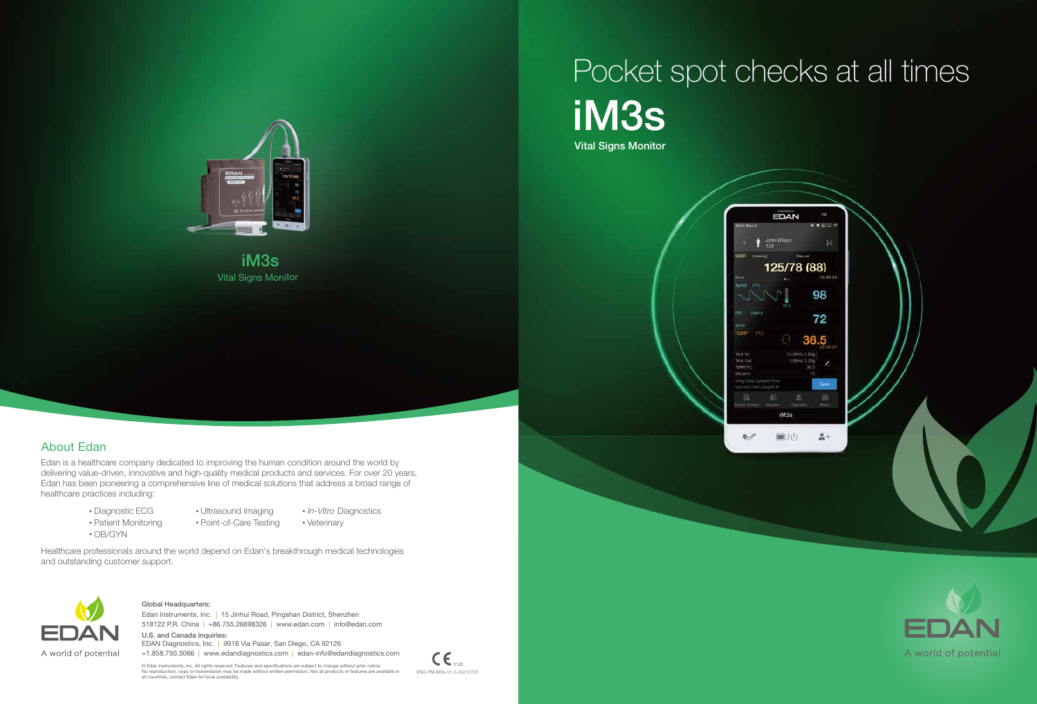# Pocket spot checks at all times

# iM3s

Vital Signs Monitor

iM3s

Vital Signs Monitor

## About Edan

Edan is a healthcare company dedicated to improving the human condition around the world by delivering value-driven, innovative and high-quality medical products and services. For over 20 years, Edan has been pioneering a comprehensive line of medical solutions that address a broad range of healthcare practices including:

- Diagnostic ECG
- Patient Monitoring
- OB/GYN
- Ultrasound Imaging
- Point-of-Care Testing
- *In-Vitro* Diagnostics
- Veterinary

Healthcare professionals around the world depend on Edan's breakthrough medical technologies and outstanding customer support.

EDAN

A world of potential

**Global Headquarters:**

Edan Instruments, Inc. | 15 Jinhui Road, Pingshan District, Shenzhen 518122 P.R. China | +86.755.26898326 | www.edan.com | info@edan.com

**U.S. and Canada inquiries:**

EDAN Diagnostics, Inc. | 9918 Via Pasar, San Diego, CA 92126

+1.858.750.3066 | www.edandiagnostics.com | edan-info@edandiagnostics.com

© Edan Instruments, Inc. All rights reserved. Features and specifications are subject to change without prior notice. No reproduction, copy or transmission may be made without written permission. Not all products or features are available in all countries, contact Edan for local availability.

CE 0123

ENG-PM-iM3s-V1.3-20210723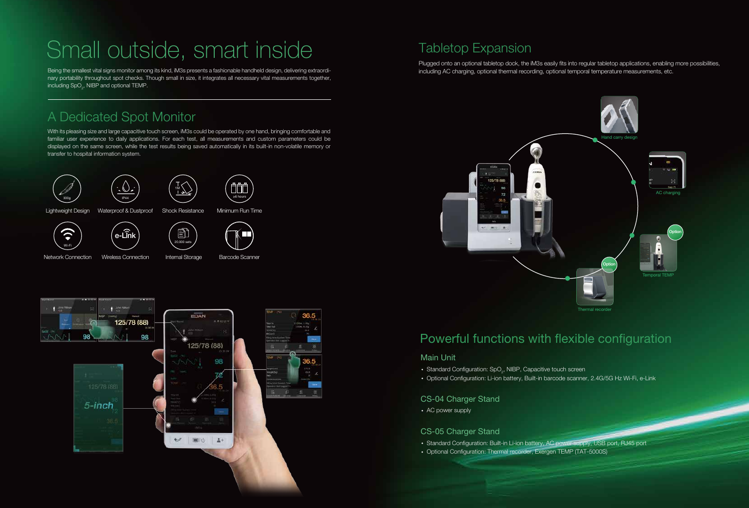# Small outside, smart inside

Being the smallest vital signs monitor among its kind, iM3s presents a fashionable handheld design, delivering extraordinary portability throughout spot checks. Though small in size, it integrates all necessary vital measurements together, including $SpO_2$, NIBP and optional TEMP.

## A Dedicated Spot Monitor

With its pleasing size and large capacitive touch screen, iM3s could be operated by one hand, bringing comfortable and familiar user experience to daily applications. For each test, all measurements and custom parameters could be displayed on the same screen, while the test results being saved automatically in its built-in non-volatile memory or transfer to hospital information system.

300g
Lightweight Design

IP44
Waterproof & Dustproof

1M
Shock Resistance

≥6 hours
Minimum Run Time

Wi-Fi
Network Connection

e-Link
Wireless Connection

20,000 sets
Internal Storage

Barcode Scanner

5-inch

## Tabletop Expansion

Plugged onto an optional tabletop dock, the iM3s easily fits into regular tabletop applications, enabling more possibilities, including AC charging, optional thermal recording, optional temporal temperature measurements, etc.

Hand carry design

AC charging

Option
Temporal TEMP

Option
Thermal recorder

## Powerful functions with flexible configuration

### Main Unit

- Standard Configuration: $SpO_2$, NIBP, Capacitive touch screen
- Optional Configuration: Li-ion battery, Built-in barcode scanner, 2.4G/5G Hz Wi-Fi, e-Link

### CS-04 Charger Stand

- AC power supply

### CS-05 Charger Stand

- Standard Configuration: Built-in Li-ion battery, AC power supply, USB port, RJ45 port
- Optional Configuration: Thermal recorder, Exergen TEMP (TAT-5000S)